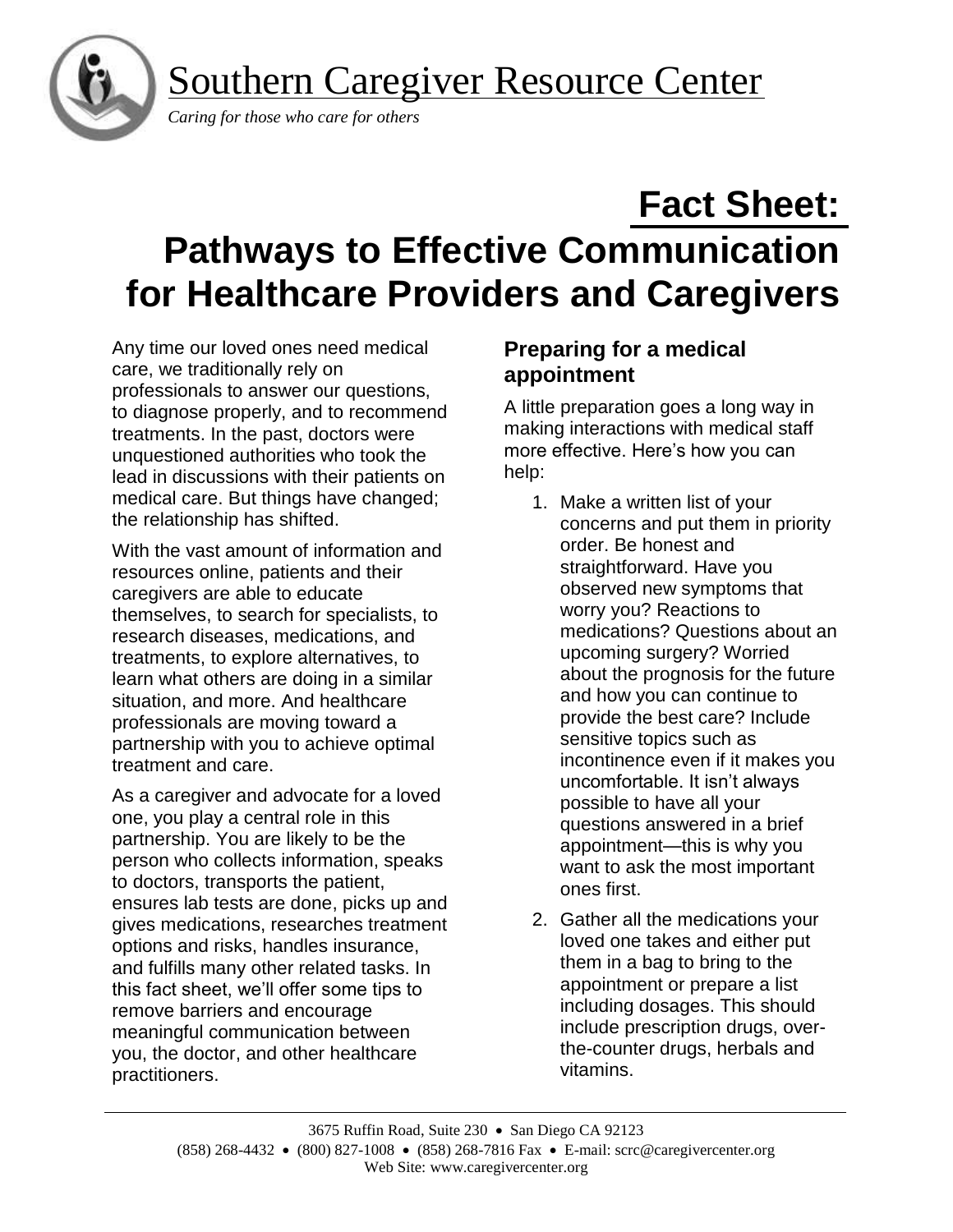Southern Caregiver Resource Center

*Caring for those who care for others*

# Fact Sheet: Pathways to Effective Communication for Healthcare Providers and Caregivers

Any time our loved ones need medical care, we traditionally rely on professionals to answer our questions, to diagnose properly, and to recommend treatments. In the past, doctors were unquestioned authorities who took the lead in discussions with their patients on medical care. But things have changed; the relationship has shifted.

With the vast amount of information and resources online, patients and their caregivers are able to educate themselves, to search for specialists, to research diseases, medications, and treatments, to explore alternatives, to learn what others are doing in a similar situation, and more. And healthcare professionals are moving toward a partnership with you to achieve optimal treatment and care.

As a caregiver and advocate for a loved one, you play a central role in this partnership. You are likely to be the person who collects information, speaks to doctors, transports the patient, ensures lab tests are done, picks up and gives medications, researches treatment options and risks, handles insurance, and fulfills many other related tasks. In this fact sheet, we'll offer some tips to remove barriers and encourage meaningful communication between you, the doctor, and other healthcare practitioners.

## Preparing for a medical appointment

A little preparation goes a long way in making interactions with medical staff more effective. Here's how you can help:

1. Make a written list of your concerns and put them in priority order. Be honest and straightforward. Have you observed new symptoms that worry you? Reactions to medications? Questions about an upcoming surgery? Worried about the prognosis for the future and how you can continue to provide the best care? Include sensitive topics such as incontinence even if it makes you uncomfortable. It isn't always possible to have all your questions answered in a brief appointment—this is why you want to ask the most important ones first.
2. Gather all the medications your loved one takes and either put them in a bag to bring to the appointment or prepare a list including dosages. This should include prescription drugs, over-the-counter drugs, herbals and vitamins.

3675 Ruffin Road, Suite 230 • San Diego CA 92123
(858) 268-4432 • (800) 827-1008 • (858) 268-7816 Fax • E-mail: scrc@caregivercenter.org
Web Site: www.caregivercenter.org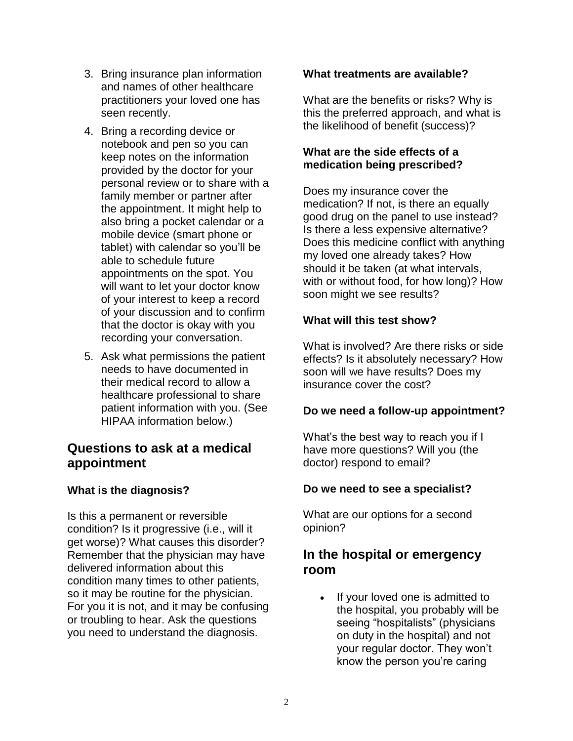3. Bring insurance plan information and names of other healthcare practitioners your loved one has seen recently.
4. Bring a recording device or notebook and pen so you can keep notes on the information provided by the doctor for your personal review or to share with a family member or partner after the appointment. It might help to also bring a pocket calendar or a mobile device (smart phone or tablet) with calendar so you'll be able to schedule future appointments on the spot. You will want to let your doctor know of your interest to keep a record of your discussion and to confirm that the doctor is okay with you recording your conversation.
5. Ask what permissions the patient needs to have documented in their medical record to allow a healthcare professional to share patient information with you. (See HIPAA information below.)

## Questions to ask at a medical appointment

**What is the diagnosis?**

Is this a permanent or reversible condition? Is it progressive (i.e., will it get worse)? What causes this disorder? Remember that the physician may have delivered information about this condition many times to other patients, so it may be routine for the physician. For you it is not, and it may be confusing or troubling to hear. Ask the questions you need to understand the diagnosis.

**What treatments are available?**

What are the benefits or risks? Why is this the preferred approach, and what is the likelihood of benefit (success)?

**What are the side effects of a medication being prescribed?**

Does my insurance cover the medication? If not, is there an equally good drug on the panel to use instead? Is there a less expensive alternative? Does this medicine conflict with anything my loved one already takes? How should it be taken (at what intervals, with or without food, for how long)? How soon might we see results?

**What will this test show?**

What is involved? Are there risks or side effects? Is it absolutely necessary? How soon will we have results? Does my insurance cover the cost?

**Do we need a follow-up appointment?**

What's the best way to reach you if I have more questions? Will you (the doctor) respond to email?

**Do we need to see a specialist?**

What are our options for a second opinion?

## In the hospital or emergency room

- If your loved one is admitted to the hospital, you probably will be seeing "hospitalists" (physicians on duty in the hospital) and not your regular doctor. They won't know the person you're caring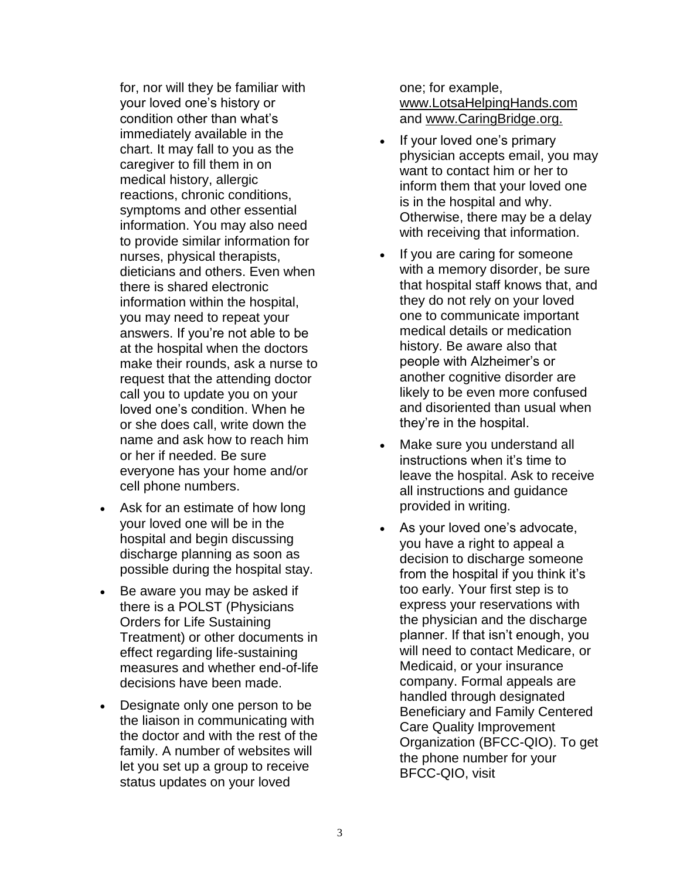for, nor will they be familiar with your loved one's history or condition other than what's immediately available in the chart. It may fall to you as the caregiver to fill them in on medical history, allergic reactions, chronic conditions, symptoms and other essential information. You may also need to provide similar information for nurses, physical therapists, dieticians and others. Even when there is shared electronic information within the hospital, you may need to repeat your answers. If you're not able to be at the hospital when the doctors make their rounds, ask a nurse to request that the attending doctor call you to update you on your loved one's condition. When he or she does call, write down the name and ask how to reach him or her if needed. Be sure everyone has your home and/or cell phone numbers.

- Ask for an estimate of how long your loved one will be in the hospital and begin discussing discharge planning as soon as possible during the hospital stay.
- Be aware you may be asked if there is a POLST (Physicians Orders for Life Sustaining Treatment) or other documents in effect regarding life-sustaining measures and whether end-of-life decisions have been made.
- Designate only one person to be the liaison in communicating with the doctor and with the rest of the family. A number of websites will let you set up a group to receive status updates on your loved one; for example, www.LotsaHelpingHands.com and www.CaringBridge.org.
- If your loved one's primary physician accepts email, you may want to contact him or her to inform them that your loved one is in the hospital and why. Otherwise, there may be a delay with receiving that information.
- If you are caring for someone with a memory disorder, be sure that hospital staff knows that, and they do not rely on your loved one to communicate important medical details or medication history. Be aware also that people with Alzheimer's or another cognitive disorder are likely to be even more confused and disoriented than usual when they're in the hospital.
- Make sure you understand all instructions when it's time to leave the hospital. Ask to receive all instructions and guidance provided in writing.
- As your loved one's advocate, you have a right to appeal a decision to discharge someone from the hospital if you think it's too early. Your first step is to express your reservations with the physician and the discharge planner. If that isn't enough, you will need to contact Medicare, or Medicaid, or your insurance company. Formal appeals are handled through designated Beneficiary and Family Centered Care Quality Improvement Organization (BFCC-QIO). To get the phone number for your BFCC-QIO, visit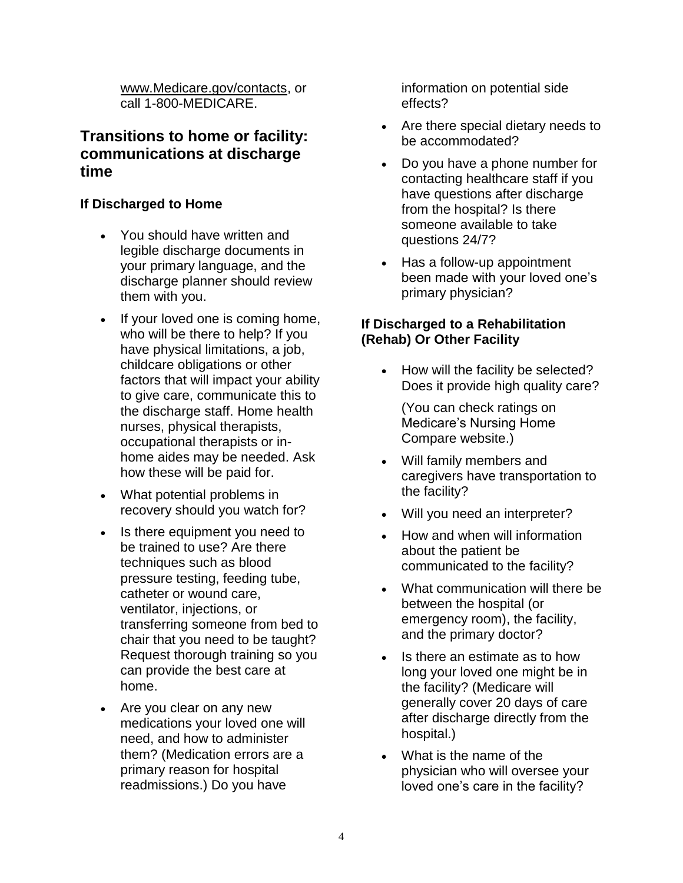www.Medicare.gov/contacts, or call 1-800-MEDICARE.

## Transitions to home or facility: communications at discharge time

### If Discharged to Home

- You should have written and legible discharge documents in your primary language, and the discharge planner should review them with you.
- If your loved one is coming home, who will be there to help? If you have physical limitations, a job, childcare obligations or other factors that will impact your ability to give care, communicate this to the discharge staff. Home health nurses, physical therapists, occupational therapists or in-home aides may be needed. Ask how these will be paid for.
- What potential problems in recovery should you watch for?
- Is there equipment you need to be trained to use? Are there techniques such as blood pressure testing, feeding tube, catheter or wound care, ventilator, injections, or transferring someone from bed to chair that you need to be taught? Request thorough training so you can provide the best care at home.
- Are you clear on any new medications your loved one will need, and how to administer them? (Medication errors are a primary reason for hospital readmissions.) Do you have information on potential side effects?
- Are there special dietary needs to be accommodated?
- Do you have a phone number for contacting healthcare staff if you have questions after discharge from the hospital? Is there someone available to take questions 24/7?
- Has a follow-up appointment been made with your loved one's primary physician?

### If Discharged to a Rehabilitation (Rehab) Or Other Facility

- How will the facility be selected? Does it provide high quality care?

  (You can check ratings on Medicare's Nursing Home Compare website.)
- Will family members and caregivers have transportation to the facility?
- Will you need an interpreter?
- How and when will information about the patient be communicated to the facility?
- What communication will there be between the hospital (or emergency room), the facility, and the primary doctor?
- Is there an estimate as to how long your loved one might be in the facility? (Medicare will generally cover 20 days of care after discharge directly from the hospital.)
- What is the name of the physician who will oversee your loved one's care in the facility?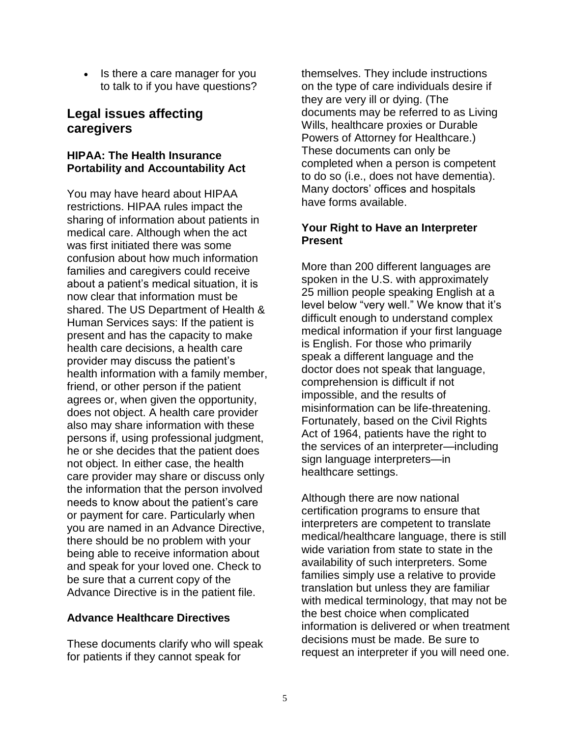- Is there a care manager for you to talk to if you have questions?

## Legal issues affecting caregivers

### HIPAA: The Health Insurance Portability and Accountability Act

You may have heard about HIPAA restrictions. HIPAA rules impact the sharing of information about patients in medical care. Although when the act was first initiated there was some confusion about how much information families and caregivers could receive about a patient's medical situation, it is now clear that information must be shared. The US Department of Health & Human Services says: If the patient is present and has the capacity to make health care decisions, a health care provider may discuss the patient's health information with a family member, friend, or other person if the patient agrees or, when given the opportunity, does not object. A health care provider also may share information with these persons if, using professional judgment, he or she decides that the patient does not object. In either case, the health care provider may share or discuss only the information that the person involved needs to know about the patient's care or payment for care. Particularly when you are named in an Advance Directive, there should be no problem with your being able to receive information about and speak for your loved one. Check to be sure that a current copy of the Advance Directive is in the patient file.

### Advance Healthcare Directives

These documents clarify who will speak for patients if they cannot speak for themselves. They include instructions on the type of care individuals desire if they are very ill or dying. (The documents may be referred to as Living Wills, healthcare proxies or Durable Powers of Attorney for Healthcare.) These documents can only be completed when a person is competent to do so (i.e., does not have dementia). Many doctors' offices and hospitals have forms available.

### Your Right to Have an Interpreter Present

More than 200 different languages are spoken in the U.S. with approximately 25 million people speaking English at a level below "very well." We know that it's difficult enough to understand complex medical information if your first language is English. For those who primarily speak a different language and the doctor does not speak that language, comprehension is difficult if not impossible, and the results of misinformation can be life-threatening. Fortunately, based on the Civil Rights Act of 1964, patients have the right to the services of an interpreter—including sign language interpreters—in healthcare settings.

Although there are now national certification programs to ensure that interpreters are competent to translate medical/healthcare language, there is still wide variation from state to state in the availability of such interpreters. Some families simply use a relative to provide translation but unless they are familiar with medical terminology, that may not be the best choice when complicated information is delivered or when treatment decisions must be made. Be sure to request an interpreter if you will need one.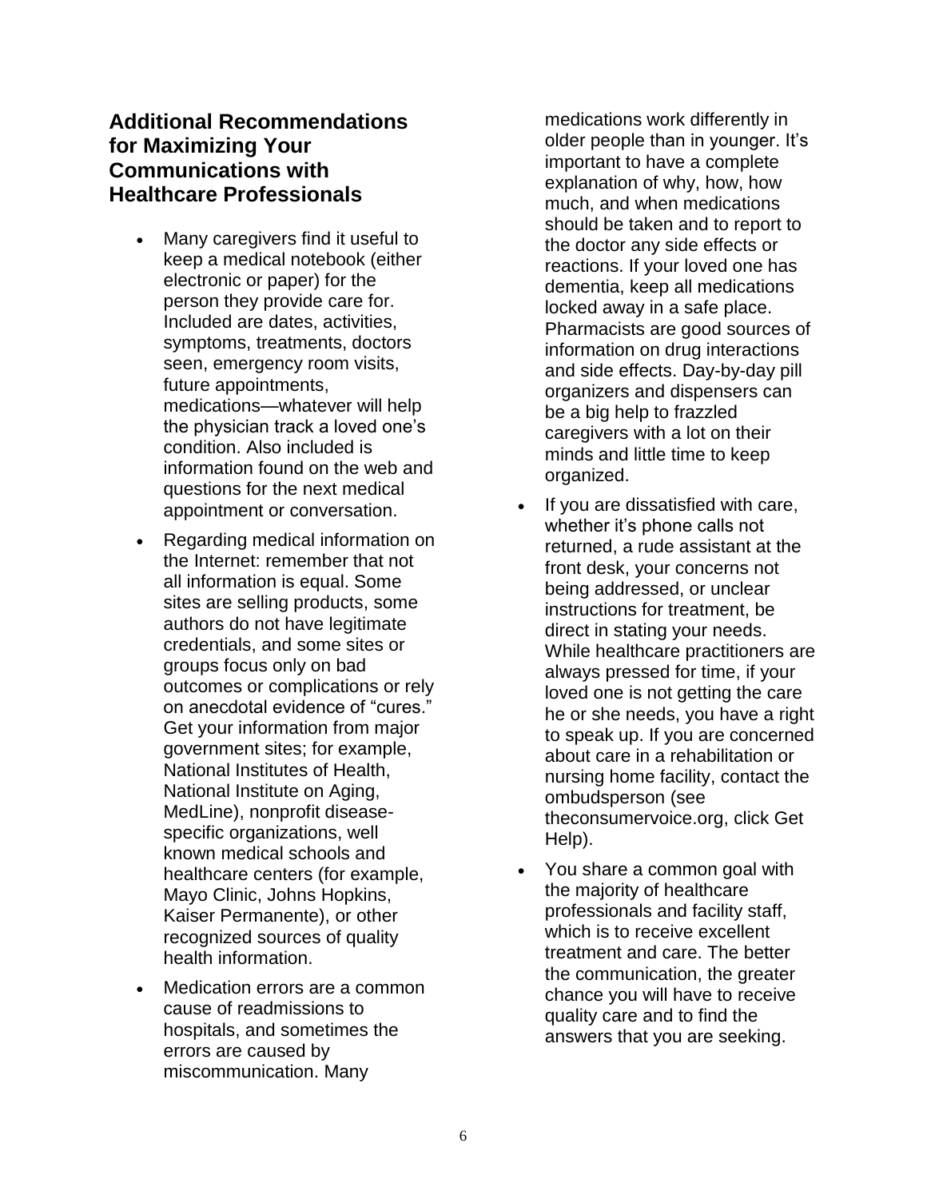## Additional Recommendations for Maximizing Your Communications with Healthcare Professionals

- Many caregivers find it useful to keep a medical notebook (either electronic or paper) for the person they provide care for. Included are dates, activities, symptoms, treatments, doctors seen, emergency room visits, future appointments, medications—whatever will help the physician track a loved one's condition. Also included is information found on the web and questions for the next medical appointment or conversation.
- Regarding medical information on the Internet: remember that not all information is equal. Some sites are selling products, some authors do not have legitimate credentials, and some sites or groups focus only on bad outcomes or complications or rely on anecdotal evidence of "cures." Get your information from major government sites; for example, National Institutes of Health, National Institute on Aging, MedLine), nonprofit disease-specific organizations, well known medical schools and healthcare centers (for example, Mayo Clinic, Johns Hopkins, Kaiser Permanente), or other recognized sources of quality health information.
- Medication errors are a common cause of readmissions to hospitals, and sometimes the errors are caused by miscommunication. Many medications work differently in older people than in younger. It's important to have a complete explanation of why, how, how much, and when medications should be taken and to report to the doctor any side effects or reactions. If your loved one has dementia, keep all medications locked away in a safe place. Pharmacists are good sources of information on drug interactions and side effects. Day-by-day pill organizers and dispensers can be a big help to frazzled caregivers with a lot on their minds and little time to keep organized.
- If you are dissatisfied with care, whether it's phone calls not returned, a rude assistant at the front desk, your concerns not being addressed, or unclear instructions for treatment, be direct in stating your needs. While healthcare practitioners are always pressed for time, if your loved one is not getting the care he or she needs, you have a right to speak up. If you are concerned about care in a rehabilitation or nursing home facility, contact the ombudsperson (see theconsumervoice.org, click Get Help).
- You share a common goal with the majority of healthcare professionals and facility staff, which is to receive excellent treatment and care. The better the communication, the greater chance you will have to receive quality care and to find the answers that you are seeking.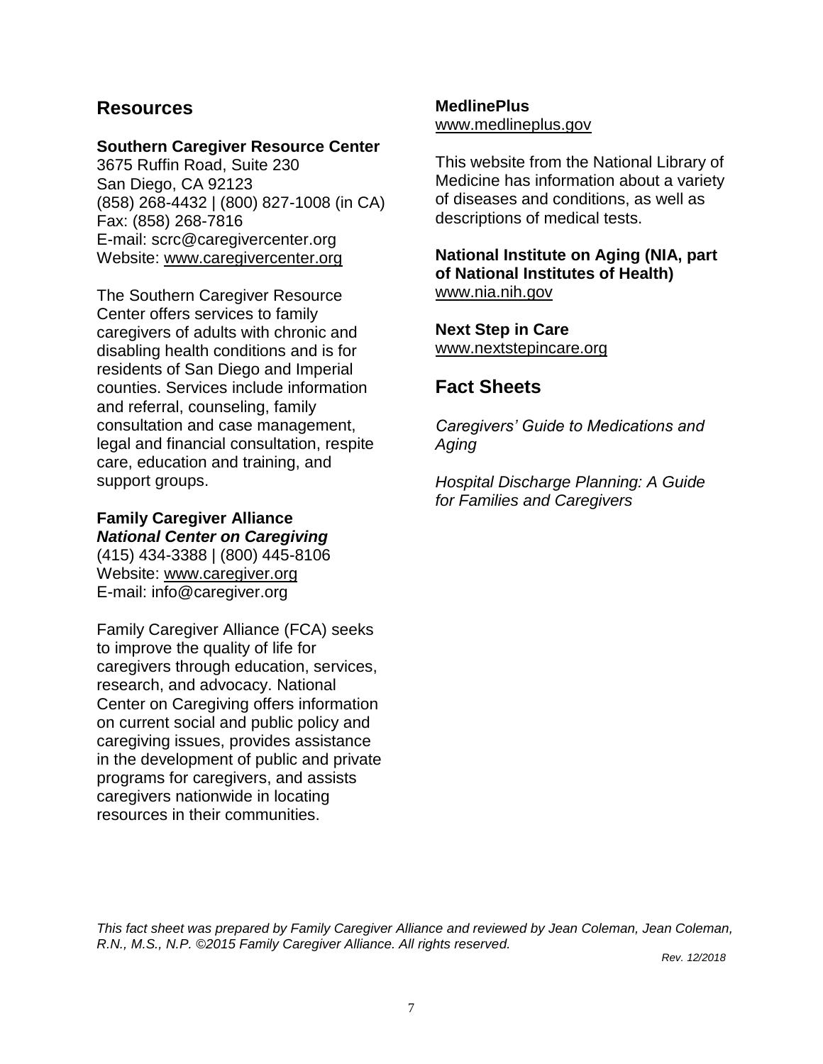## Resources

**Southern Caregiver Resource Center**
3675 Ruffin Road, Suite 230
San Diego, CA 92123
(858) 268-4432 | (800) 827-1008 (in CA)
Fax: (858) 268-7816
E-mail: scrc@caregivercenter.org
Website: www.caregivercenter.org

The Southern Caregiver Resource Center offers services to family caregivers of adults with chronic and disabling health conditions and is for residents of San Diego and Imperial counties. Services include information and referral, counseling, family consultation and case management, legal and financial consultation, respite care, education and training, and support groups.

**Family Caregiver Alliance**
***National Center on Caregiving***
(415) 434-3388 | (800) 445-8106
Website: www.caregiver.org
E-mail: info@caregiver.org

Family Caregiver Alliance (FCA) seeks to improve the quality of life for caregivers through education, services, research, and advocacy. National Center on Caregiving offers information on current social and public policy and caregiving issues, provides assistance in the development of public and private programs for caregivers, and assists caregivers nationwide in locating resources in their communities.

**MedlinePlus**
www.medlineplus.gov

This website from the National Library of Medicine has information about a variety of diseases and conditions, as well as descriptions of medical tests.

**National Institute on Aging (NIA, part of National Institutes of Health)**
www.nia.nih.gov

**Next Step in Care**
www.nextstepincare.org

## Fact Sheets

*Caregivers' Guide to Medications and Aging*

*Hospital Discharge Planning: A Guide for Families and Caregivers*

*This fact sheet was prepared by Family Caregiver Alliance and reviewed by Jean Coleman, Jean Coleman, R.N., M.S., N.P. ©2015 Family Caregiver Alliance. All rights reserved.*

*Rev. 12/2018*